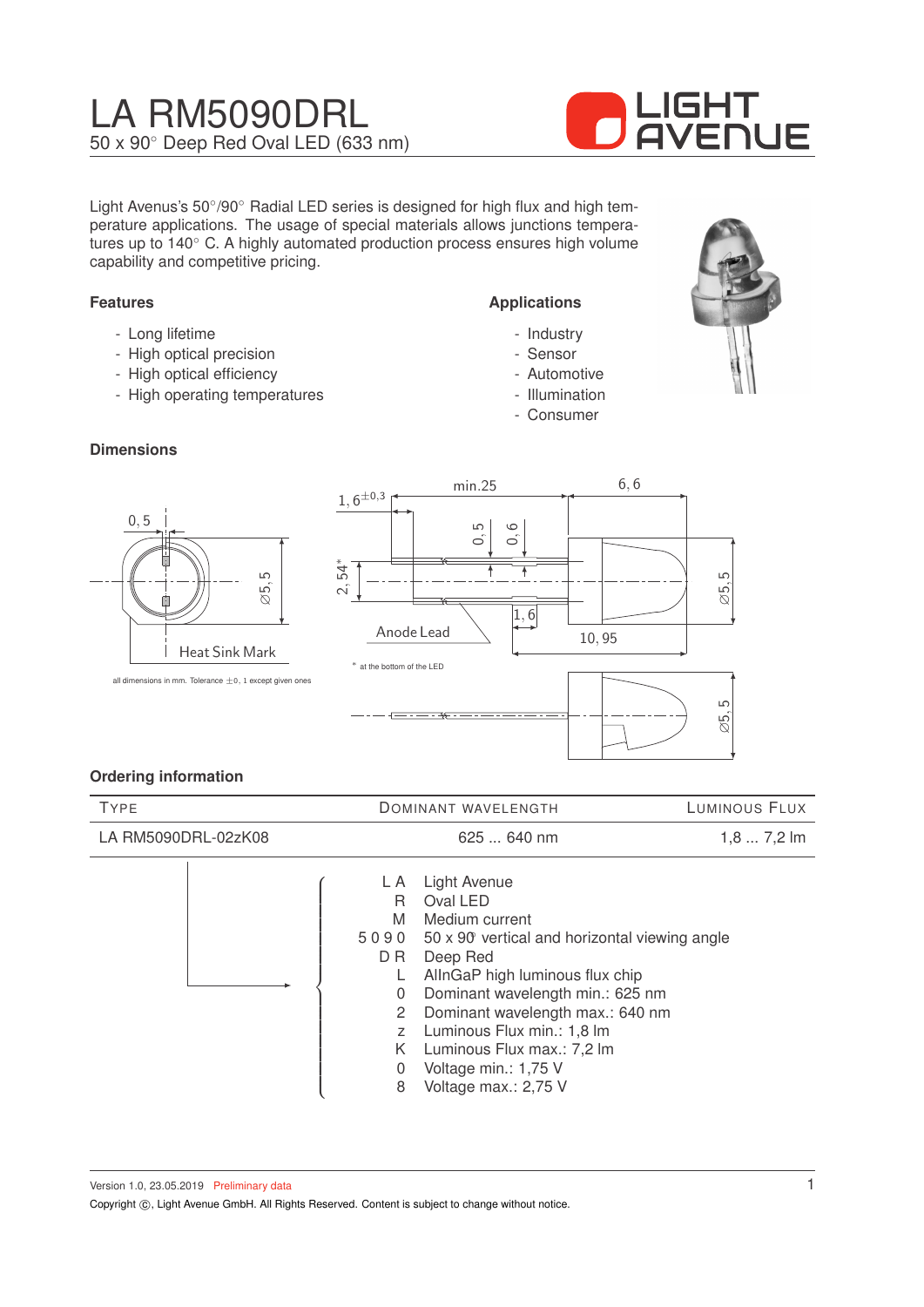# LA RM5090DRL

50 x 90° Deep Red Oval LED (633 nm)

Light Avenus's 50°/90° Radial LED series is designed for high flux and high temperature applications. The usage of special materials allows junctions temperatures up to 140° C. A highly automated production process ensures high volume capability and competitive pricing.

### Features

- Long lifetime
- High optical precision
- High optical efficiency
- High operating temperatures

### Applications

- Industry
- Sensor
- Automotive
- Illumination
- Consumer

### Dimensions

all dimensions in mm. Tolerance ±0, 1 except given ones

* at the bottom of the LED

### Ordering information

| Type | Dominant wavelength | Luminous Flux |
|---|---|---|
| LA RM5090DRL-02zK08 | 625 ... 640 nm | 1,8 ... 7,2 lm |

| Code | Meaning |
|---|---|
| L A | Light Avenue |
| R | Oval LED |
| M | Medium current |
| 5 0 9 0 | 50 x 90° vertical and horizontal viewing angle |
| D R | Deep Red |
| L | AlInGaP high luminous flux chip |
| 0 | Dominant wavelength min.: 625 nm |
| 2 | Dominant wavelength max.: 640 nm |
| z | Luminous Flux min.: 1,8 lm |
| K | Luminous Flux max.: 7,2 lm |
| 0 | Voltage min.: 1,75 V |
| 8 | Voltage max.: 2,75 V |

Version 1.0, 23.05.2019 Preliminary data

Copyright ©, Light Avenue GmbH. All Rights Reserved. Content is subject to change without notice.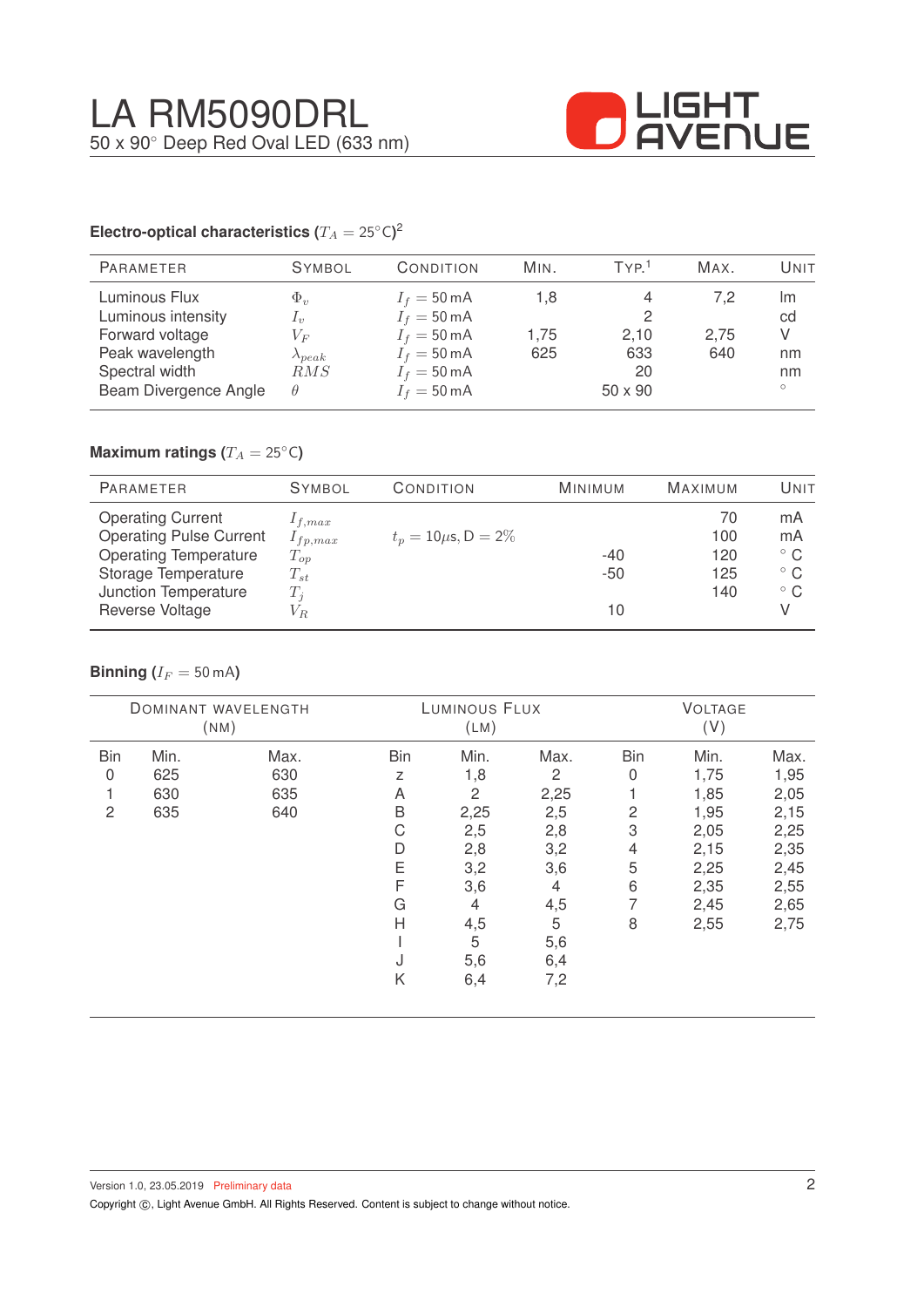# LA RM5090DRL

50 x 90° Deep Red Oval LED (633 nm)

### Electro-optical characteristics ($T_A = 25°C$)[2]

| Parameter | Symbol | Condition | Min. | Typ.[1] | Max. | Unit |
|---|---|---|---|---|---|---|
| Luminous Flux | $\Phi_v$ | $I_f = 50\,mA$ | 1,8 | 4 | 7,2 | lm |
| Luminous intensity | $I_v$ | $I_f = 50\,mA$ | | 2 | | cd |
| Forward voltage | $V_F$ | $I_f = 50\,mA$ | 1,75 | 2,10 | 2,75 | V |
| Peak wavelength | $\lambda_{peak}$ | $I_f = 50\,mA$ | 625 | 633 | 640 | nm |
| Spectral width | $RMS$ | $I_f = 50\,mA$ | | 20 | | nm |
| Beam Divergence Angle | $\theta$ | $I_f = 50\,mA$ | | 50 x 90 | | ° |

### Maximum ratings ($T_A = 25°C$)

| Parameter | Symbol | Condition | Minimum | Maximum | Unit |
|---|---|---|---|---|---|
| Operating Current | $I_{f,max}$ | | | 70 | mA |
| Operating Pulse Current | $I_{fp,max}$ | $t_p = 10\mu s$, D = 2% | | 100 | mA |
| Operating Temperature | $T_{op}$ | | -40 | 120 | ° C |
| Storage Temperature | $T_{st}$ | | -50 | 125 | ° C |
| Junction Temperature | $T_j$ | | | 140 | ° C |
| Reverse Voltage | $V_R$ | | 10 | | V |

### Binning ($I_F = 50\,mA$)

| Dominant wavelength (nm) | | | Luminous Flux (lm) | | | Voltage (V) | | |
|---|---|---|---|---|---|---|---|---|
| Bin | Min. | Max. | Bin | Min. | Max. | Bin | Min. | Max. |
| 0 | 625 | 630 | z | 1,8 | 2 | 0 | 1,75 | 1,95 |
| 1 | 630 | 635 | A | 2 | 2,25 | 1 | 1,85 | 2,05 |
| 2 | 635 | 640 | B | 2,25 | 2,5 | 2 | 1,95 | 2,15 |
| | | | C | 2,5 | 2,8 | 3 | 2,05 | 2,25 |
| | | | D | 2,8 | 3,2 | 4 | 2,15 | 2,35 |
| | | | E | 3,2 | 3,6 | 5 | 2,25 | 2,45 |
| | | | F | 3,6 | 4 | 6 | 2,35 | 2,55 |
| | | | G | 4 | 4,5 | 7 | 2,45 | 2,65 |
| | | | H | 4,5 | 5 | 8 | 2,55 | 2,75 |
| | | | I | 5 | 5,6 | | | |
| | | | J | 5,6 | 6,4 | | | |
| | | | K | 6,4 | 7,2 | | | |

Version 1.0, 23.05.2019 Preliminary data

Copyright ©, Light Avenue GmbH. All Rights Reserved. Content is subject to change without notice.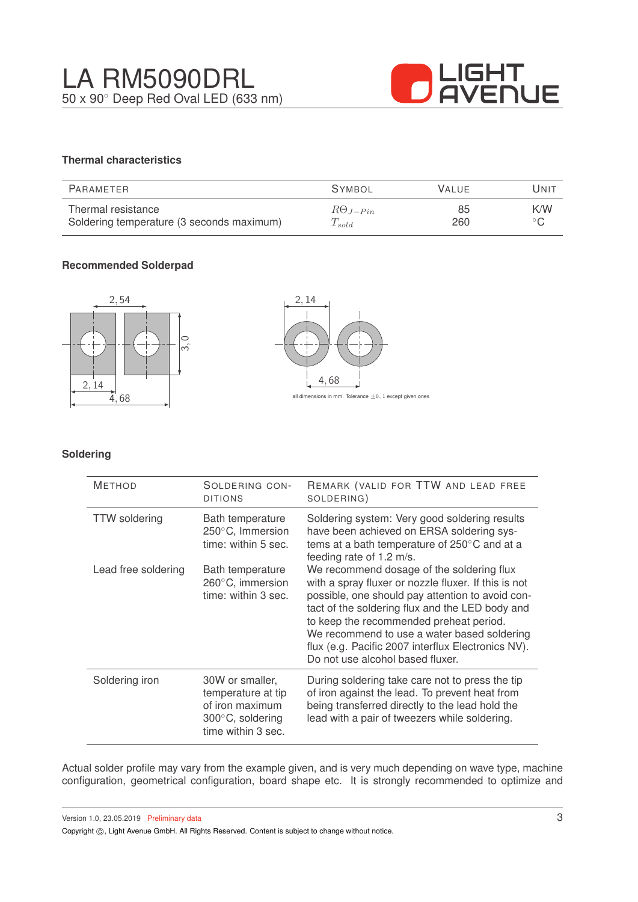## Thermal characteristics

| Parameter | Symbol | Value | Unit |
|---|---|---|---|
| Thermal resistance | $R\Theta_{J-Pin}$ | 85 | K/W |
| Soldering temperature (3 seconds maximum) | $T_{sold}$ | 260 | °C |

## Recommended Solderpad

2,54

3,0

2,14

4,68

2,14

4,68

all dimensions in mm. Tolerance ±0,1 except given ones

## Soldering

| Method | Soldering conditions | Remark (valid for TTW and lead free soldering) |
|---|---|---|
| TTW soldering | Bath temperature 250°C, Immersion time: within 5 sec. | Soldering system: Very good soldering results have been achieved on ERSA soldering systems at a bath temperature of 250°C and at a feeding rate of 1.2 m/s. |
| Lead free soldering | Bath temperature 260°C, immersion time: within 3 sec. | We recommend dosage of the soldering flux with a spray fluxer or nozzle fluxer. If this is not possible, one should pay attention to avoid contact of the soldering flux and the LED body and to keep the recommended preheat period. We recommend to use a water based soldering flux (e.g. Pacific 2007 interflux Electronics NV). Do not use alcohol based fluxer. |
| Soldering iron | 30W or smaller, temperature at tip of iron maximum 300°C, soldering time within 3 sec. | During soldering take care not to press the tip of iron against the lead. To prevent heat from being transferred directly to the lead hold the lead with a pair of tweezers while soldering. |

Actual solder profile may vary from the example given, and is very much depending on wave type, machine configuration, geometrical configuration, board shape etc. It is strongly recommended to optimize and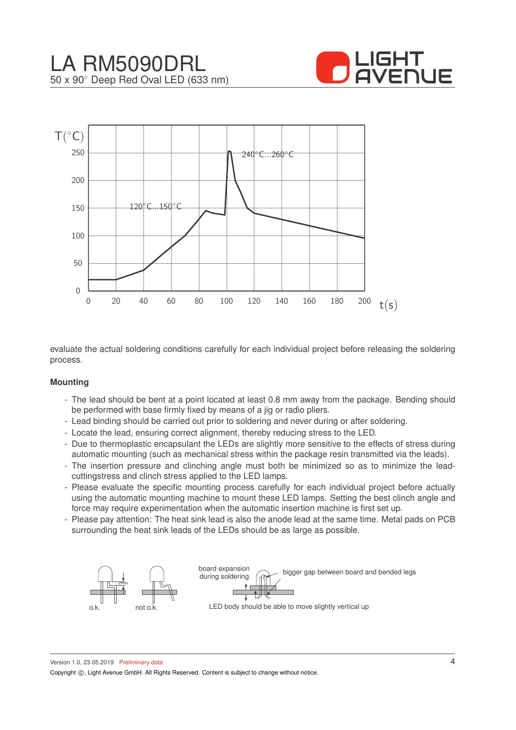evaluate the actual soldering conditions carefully for each individual project before releasing the soldering process.

**Mounting**

- The lead should be bent at a point located at least 0.8 mm away from the package. Bending should be performed with base firmly fixed by means of a jig or radio pliers.
- Lead binding should be carried out prior to soldering and never during or after soldering.
- Locate the lead, ensuring correct alignment, thereby reducing stress to the LED.
- Due to thermoplastic encapsulant the LEDs are slightly more sensitive to the effects of stress during automatic mounting (such as mechanical stress within the package resin transmitted via the leads).
- The insertion pressure and clinching angle must both be minimized so as to minimize the lead-cuttingstress and clinch stress applied to the LED lamps.
- Please evaluate the specific mounting process carefully for each individual project before actually using the automatic mounting machine to mount these LED lamps. Setting the best clinch angle and force may require experimentation when the automatic insertion machine is first set up.
- Please pay attention: The heat sink lead is also the anode lead at the same time. Metal pads on PCB surrounding the heat sink leads of the LEDs should be as large as possible.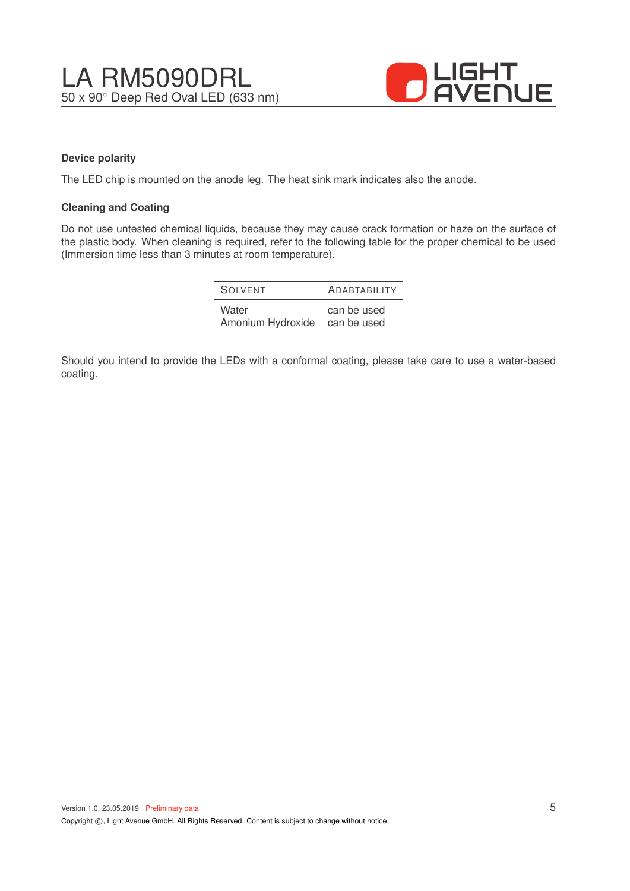### Device polarity

The LED chip is mounted on the anode leg. The heat sink mark indicates also the anode.

### Cleaning and Coating

Do not use untested chemical liquids, because they may cause crack formation or haze on the surface of the plastic body. When cleaning is required, refer to the following table for the proper chemical to be used (Immersion time less than 3 minutes at room temperature).

| Solvent | Adabtability |
|---|---|
| Water | can be used |
| Amonium Hydroxide | can be used |

Should you intend to provide the LEDs with a conformal coating, please take care to use a water-based coating.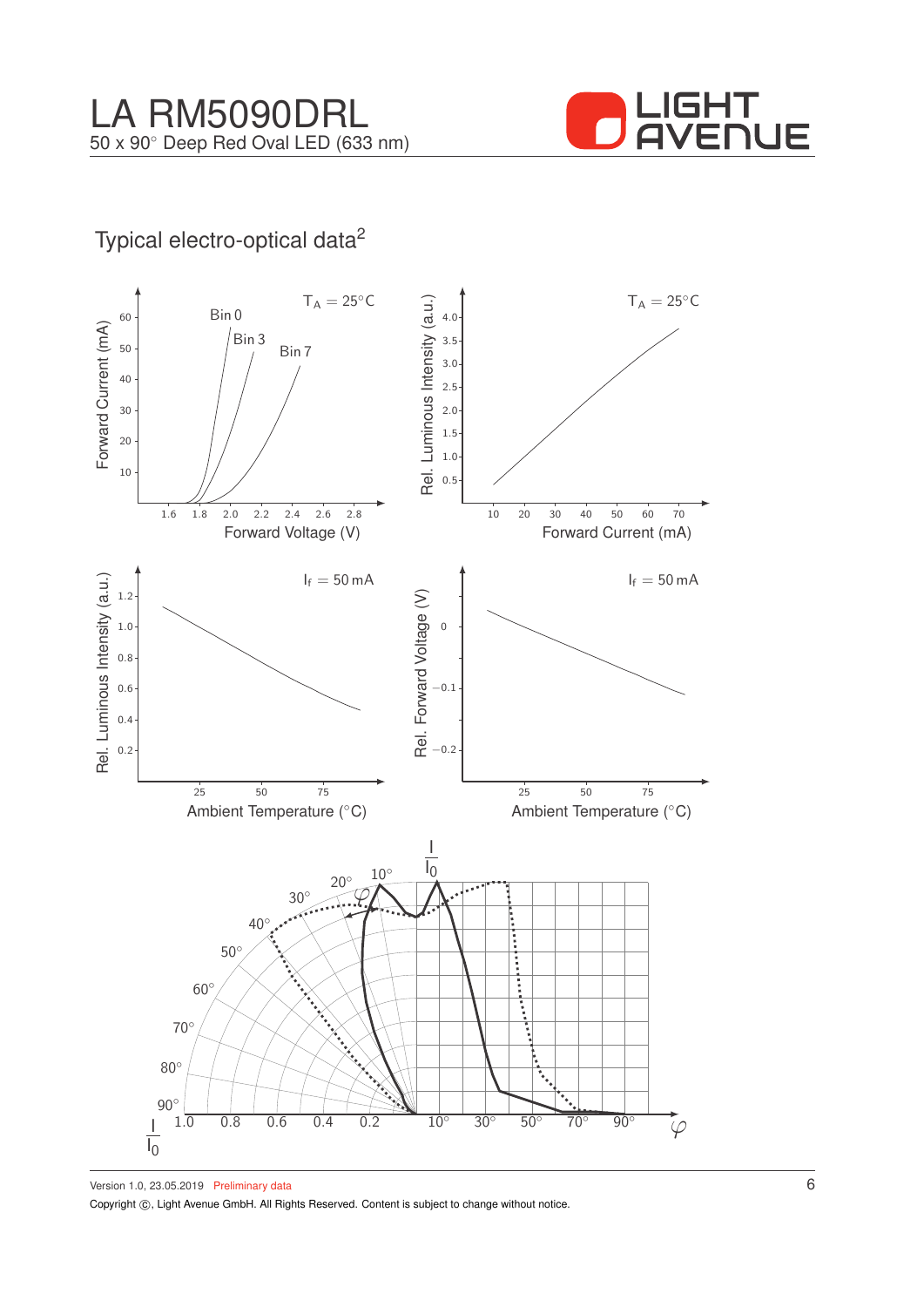# LA RM5090DRL

50 x 90° Deep Red Oval LED (633 nm)

## Typical electro-optical data[2]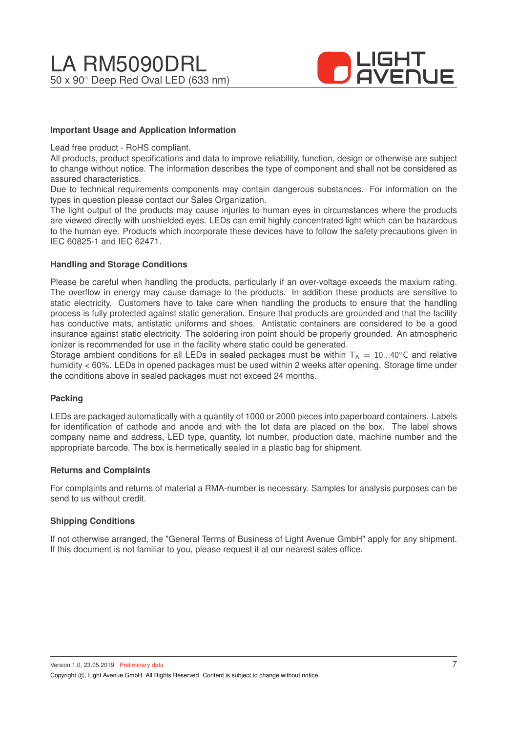## Important Usage and Application Information

Lead free product - RoHS compliant.
All products, product specifications and data to improve reliability, function, design or otherwise are subject to change without notice. The information describes the type of component and shall not be considered as assured characteristics.
Due to technical requirements components may contain dangerous substances. For information on the types in question please contact our Sales Organization.
The light output of the products may cause injuries to human eyes in circumstances where the products are viewed directly with unshielded eyes. LEDs can emit highly concentrated light which can be hazardous to the human eye. Products which incorporate these devices have to follow the safety precautions given in IEC 60825-1 and IEC 62471.

## Handling and Storage Conditions

Please be careful when handling the products, particularly if an over-voltage exceeds the maxium rating. The overflow in energy may cause damage to the products. In addition these products are sensitive to static electricity. Customers have to take care when handling the products to ensure that the handling process is fully protected against static generation. Ensure that products are grounded and that the facility has conductive mats, antistatic uniforms and shoes. Antistatic containers are considered to be a good insurance against static electricity. The soldering iron point should be properly grounded. An atmospheric ionizer is recommended for use in the facility where static could be generated.
Storage ambient conditions for all LEDs in sealed packages must be within $T_A = 10...40°C$ and relative humidity < 60%. LEDs in opened packages must be used within 2 weeks after opening. Storage time under the conditions above in sealed packages must not exceed 24 months.

## Packing

LEDs are packaged automatically with a quantity of 1000 or 2000 pieces into paperboard containers. Labels for identification of cathode and anode and with the lot data are placed on the box. The label shows company name and address, LED type, quantity, lot number, production date, machine number and the appropriate barcode. The box is hermetically sealed in a plastic bag for shipment.

## Returns and Complaints

For complaints and returns of material a RMA-number is necessary. Samples for analysis purposes can be send to us without credit.

## Shipping Conditions

If not otherwise arranged, the "General Terms of Business of Light Avenue GmbH" apply for any shipment. If this document is not familiar to you, please request it at our nearest sales office.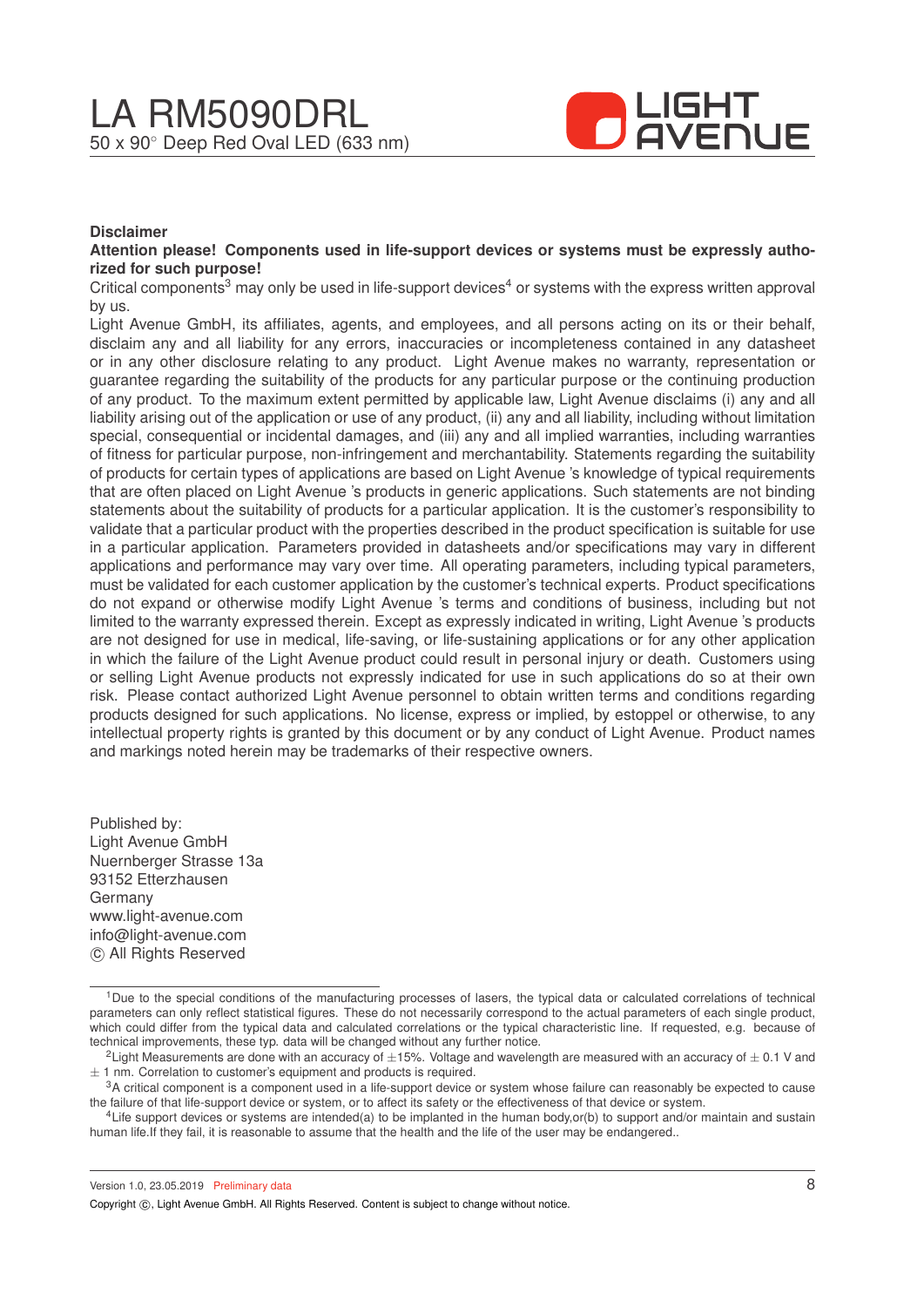**Disclaimer**

**Attention please! Components used in life-support devices or systems must be expressly authorized for such purpose!**

Critical components[3] may only be used in life-support devices[4] or systems with the express written approval by us.

Light Avenue GmbH, its affiliates, agents, and employees, and all persons acting on its or their behalf, disclaim any and all liability for any errors, inaccuracies or incompleteness contained in any datasheet or in any other disclosure relating to any product. Light Avenue makes no warranty, representation or guarantee regarding the suitability of the products for any particular purpose or the continuing production of any product. To the maximum extent permitted by applicable law, Light Avenue disclaims (i) any and all liability arising out of the application or use of any product, (ii) any and all liability, including without limitation special, consequential or incidental damages, and (iii) any and all implied warranties, including warranties of fitness for particular purpose, non-infringement and merchantability. Statements regarding the suitability of products for certain types of applications are based on Light Avenue 's knowledge of typical requirements that are often placed on Light Avenue 's products in generic applications. Such statements are not binding statements about the suitability of products for a particular application. It is the customer's responsibility to validate that a particular product with the properties described in the product specification is suitable for use in a particular application. Parameters provided in datasheets and/or specifications may vary in different applications and performance may vary over time. All operating parameters, including typical parameters, must be validated for each customer application by the customer's technical experts. Product specifications do not expand or otherwise modify Light Avenue 's terms and conditions of business, including but not limited to the warranty expressed therein. Except as expressly indicated in writing, Light Avenue 's products are not designed for use in medical, life-saving, or life-sustaining applications or for any other application in which the failure of the Light Avenue product could result in personal injury or death. Customers using or selling Light Avenue products not expressly indicated for use in such applications do so at their own risk. Please contact authorized Light Avenue personnel to obtain written terms and conditions regarding products designed for such applications. No license, express or implied, by estoppel or otherwise, to any intellectual property rights is granted by this document or by any conduct of Light Avenue. Product names and markings noted herein may be trademarks of their respective owners.

Published by:
Light Avenue GmbH
Nuernberger Strasse 13a
93152 Etterzhausen
Germany
www.light-avenue.com
info@light-avenue.com
© All Rights Reserved

[1] Due to the special conditions of the manufacturing processes of lasers, the typical data or calculated correlations of technical parameters can only reflect statistical figures. These do not necessarily correspond to the actual parameters of each single product, which could differ from the typical data and calculated correlations or the typical characteristic line. If requested, e.g. because of technical improvements, these typ. data will be changed without any further notice.

[2] Light Measurements are done with an accuracy of $\pm$15%. Voltage and wavelength are measured with an accuracy of $\pm$ 0.1 V and $\pm$ 1 nm. Correlation to customer's equipment and products is required.

[3] A critical component is a component used in a life-support device or system whose failure can reasonably be expected to cause the failure of that life-support device or system, or to affect its safety or the effectiveness of that device or system.

[4] Life support devices or systems are intended(a) to be implanted in the human body,or(b) to support and/or maintain and sustain human life.If they fail, it is reasonable to assume that the health and the life of the user may be endangered..

Version 1.0, 23.05.2019 Preliminary data

Copyright ©, Light Avenue GmbH. All Rights Reserved. Content is subject to change without notice.